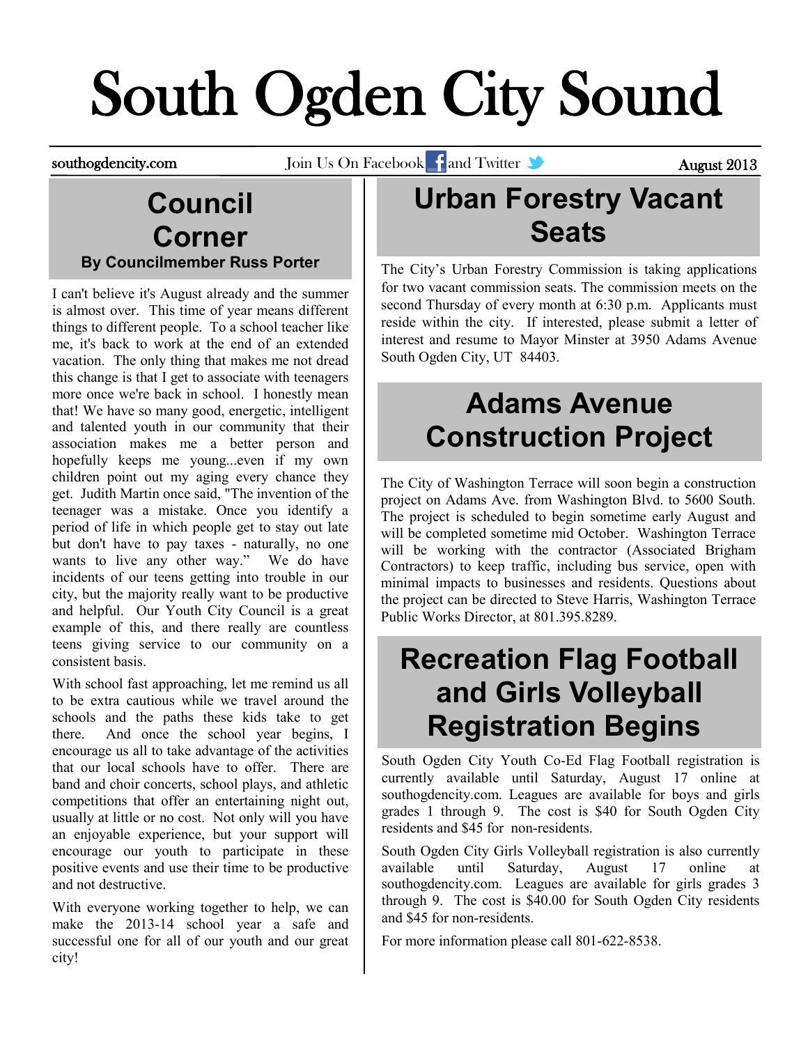# South Ogden City Sound

southogdencity.com Join Us On Facebook and Twitter August 2013

## Council Corner

**By Councilmember Russ Porter**

I can't believe it's August already and the summer is almost over. This time of year means different things to different people. To a school teacher like me, it's back to work at the end of an extended vacation. The only thing that makes me not dread this change is that I get to associate with teenagers more once we're back in school. I honestly mean that! We have so many good, energetic, intelligent and talented youth in our community that their association makes me a better person and hopefully keeps me young...even if my own children point out my aging every chance they get. Judith Martin once said, "The invention of the teenager was a mistake. Once you identify a period of life in which people get to stay out late but don't have to pay taxes - naturally, no one wants to live any other way." We do have incidents of our teens getting into trouble in our city, but the majority really want to be productive and helpful. Our Youth City Council is a great example of this, and there really are countless teens giving service to our community on a consistent basis.

With school fast approaching, let me remind us all to be extra cautious while we travel around the schools and the paths these kids take to get there. And once the school year begins, I encourage us all to take advantage of the activities that our local schools have to offer. There are band and choir concerts, school plays, and athletic competitions that offer an entertaining night out, usually at little or no cost. Not only will you have an enjoyable experience, but your support will encourage our youth to participate in these positive events and use their time to be productive and not destructive.

With everyone working together to help, we can make the 2013-14 school year a safe and successful one for all of our youth and our great city!

## Urban Forestry Vacant Seats

The City's Urban Forestry Commission is taking applications for two vacant commission seats. The commission meets on the second Thursday of every month at 6:30 p.m. Applicants must reside within the city. If interested, please submit a letter of interest and resume to Mayor Minster at 3950 Adams Avenue South Ogden City, UT 84403.

## Adams Avenue Construction Project

The City of Washington Terrace will soon begin a construction project on Adams Ave. from Washington Blvd. to 5600 South. The project is scheduled to begin sometime early August and will be completed sometime mid October. Washington Terrace will be working with the contractor (Associated Brigham Contractors) to keep traffic, including bus service, open with minimal impacts to businesses and residents. Questions about the project can be directed to Steve Harris, Washington Terrace Public Works Director, at 801.395.8289.

## Recreation Flag Football and Girls Volleyball Registration Begins

South Ogden City Youth Co-Ed Flag Football registration is currently available until Saturday, August 17 online at southogdencity.com. Leagues are available for boys and girls grades 1 through 9. The cost is $40 for South Ogden City residents and $45 for non-residents.

South Ogden City Girls Volleyball registration is also currently available until Saturday, August 17 online at southogdencity.com. Leagues are available for girls grades 3 through 9. The cost is $40.00 for South Ogden City residents and $45 for non-residents.

For more information please call 801-622-8538.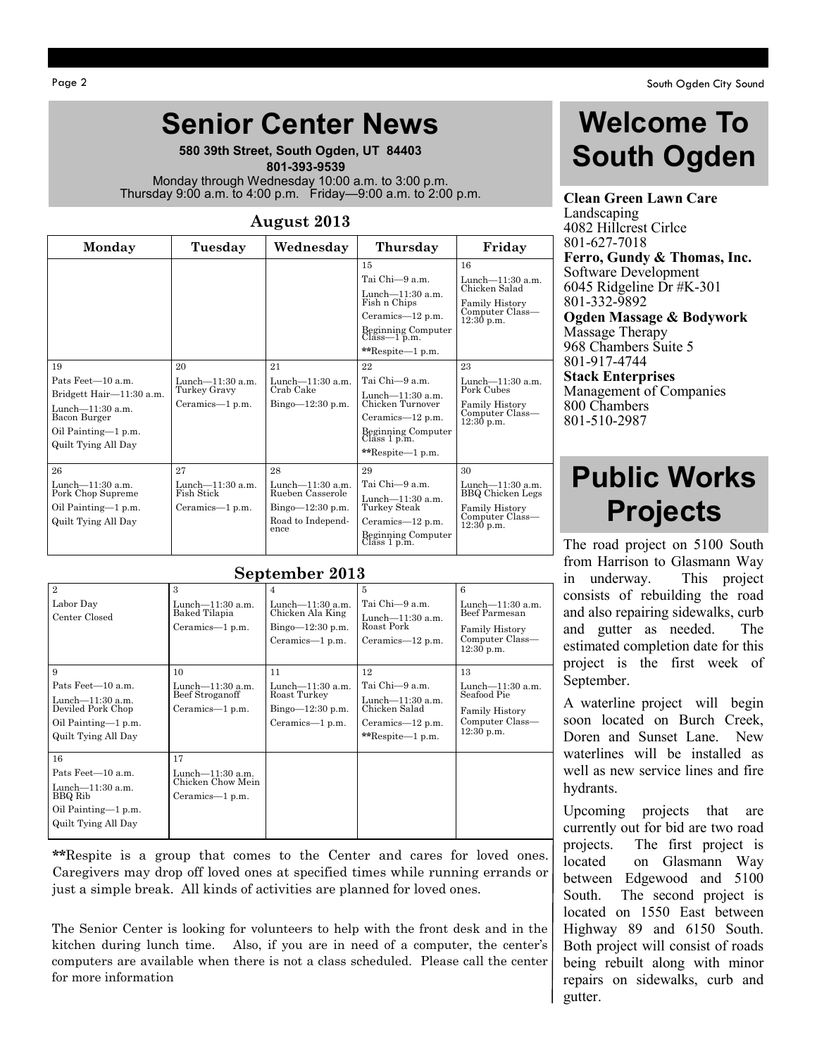# Senior Center News

**580 39th Street, South Ogden, UT 84403**
**801-393-9539**
Monday through Wednesday 10:00 a.m. to 3:00 p.m.
Thursday 9:00 a.m. to 4:00 p.m. Friday—9:00 a.m. to 2:00 p.m.

### August 2013

| Monday | Tuesday | Wednesday | Thursday | Friday |
|---|---|---|---|---|
| | | | 15<br>Tai Chi—9 a.m.<br>Lunch—11:30 a.m. Fish n Chips<br>Ceramics—12 p.m.<br>Beginning Computer Class—1 p.m.<br>**Respite—1 p.m. | 16<br>Lunch—11:30 a.m. Chicken Salad<br>Family History Computer Class—12:30 p.m. |
| 19<br>Pats Feet—10 a.m.<br>Bridgett Hair—11:30 a.m.<br>Lunch—11:30 a.m. Bacon Burger<br>Oil Painting—1 p.m.<br>Quilt Tying All Day | 20<br>Lunch—11:30 a.m. Turkey Gravy<br>Ceramics—1 p.m. | 21<br>Lunch—11:30 a.m. Crab Cake<br>Bingo—12:30 p.m. | 22<br>Tai Chi—9 a.m.<br>Lunch—11:30 a.m. Chicken Turnover<br>Ceramics—12 p.m.<br>Beginning Computer Class 1 p.m.<br>**Respite—1 p.m. | 23<br>Lunch—11:30 a.m. Pork Cubes<br>Family History Computer Class—12:30 p.m. |
| 26<br>Lunch—11:30 a.m. Pork Chop Supreme<br>Oil Painting—1 p.m.<br>Quilt Tying All Day | 27<br>Lunch—11:30 a.m. Fish Stick<br>Ceramics—1 p.m. | 28<br>Lunch—11:30 a.m. Rueben Casserole<br>Bingo—12:30 p.m.<br>Road to Independence | 29<br>Tai Chi—9 a.m.<br>Lunch—11:30 a.m. Turkey Steak<br>Ceramics—12 p.m.<br>Beginning Computer Class 1 p.m. | 30<br>Lunch—11:30 a.m. BBQ Chicken Legs<br>Family History Computer Class—12:30 p.m. |

### September 2013

| | | | | |
|---|---|---|---|---|
| 2<br>Labor Day<br>Center Closed | 3<br>Lunch—11:30 a.m. Baked Tilapia<br>Ceramics—1 p.m. | 4<br>Lunch—11:30 a.m. Chicken Ala King<br>Bingo—12:30 p.m.<br>Ceramics—1 p.m. | 5<br>Tai Chi—9 a.m.<br>Lunch—11:30 a.m. Roast Pork<br>Ceramics—12 p.m. | 6<br>Lunch—11:30 a.m. Beef Parmesan<br>Family History Computer Class—12:30 p.m. |
| 9<br>Pats Feet—10 a.m.<br>Lunch—11:30 a.m. Deviled Pork Chop<br>Oil Painting—1 p.m.<br>Quilt Tying All Day | 10<br>Lunch—11:30 a.m. Beef Stroganoff<br>Ceramics—1 p.m. | 11<br>Lunch—11:30 a.m. Roast Turkey<br>Bingo—12:30 p.m.<br>Ceramics—1 p.m. | 12<br>Tai Chi—9 a.m.<br>Lunch—11:30 a.m. Chicken Salad<br>Ceramics—12 p.m.<br>**Respite—1 p.m. | 13<br>Lunch—11:30 a.m. Seafood Pie<br>Family History Computer Class—12:30 p.m. |
| 16<br>Pats Feet—10 a.m.<br>Lunch—11:30 a.m. BBQ Rib<br>Oil Painting—1 p.m.<br>Quilt Tying All Day | 17<br>Lunch—11:30 a.m. Chicken Chow Mein<br>Ceramics—1 p.m. | | | |

**Respite is a group that comes to the Center and cares for loved ones. Caregivers may drop off loved ones at specified times while running errands or just a simple break. All kinds of activities are planned for loved ones.

The Senior Center is looking for volunteers to help with the front desk and in the kitchen during lunch time. Also, if you are in need of a computer, the center's computers are available when there is not a class scheduled. Please call the center for more information

# Welcome To South Ogden

**Clean Green Lawn Care**
Landscaping
4082 Hillcrest Cirlce
801-627-7018

**Ferro, Gundy & Thomas, Inc.**
Software Development
6045 Ridgeline Dr #K-301
801-332-9892

**Ogden Massage & Bodywork**
Massage Therapy
968 Chambers Suite 5
801-917-4744

**Stack Enterprises**
Management of Companies
800 Chambers
801-510-2987

# Public Works Projects

The road project on 5100 South from Harrison to Glasmann Way in underway. This project consists of rebuilding the road and also repairing sidewalks, curb and gutter as needed. The estimated completion date for this project is the first week of September.

A waterline project will begin soon located on Burch Creek, Doren and Sunset Lane. New waterlines will be installed as well as new service lines and fire hydrants.

Upcoming projects that are currently out for bid are two road projects. The first project is located on Glasmann Way between Edgewood and 5100 South. The second project is located on 1550 East between Highway 89 and 6150 South. Both project will consist of roads being rebuilt along with minor repairs on sidewalks, curb and gutter.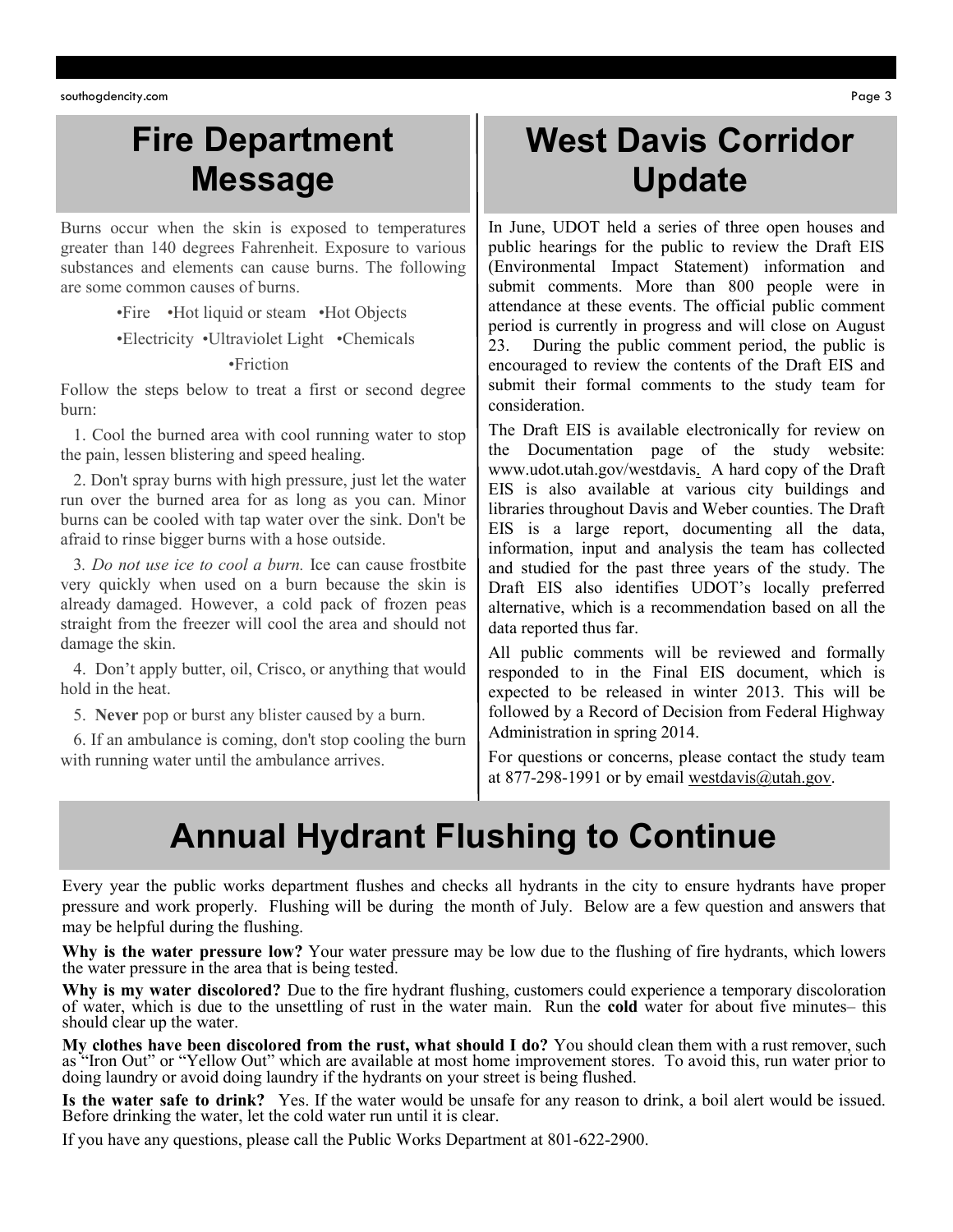# Fire Department Message

Burns occur when the skin is exposed to temperatures greater than 140 degrees Fahrenheit. Exposure to various substances and elements can cause burns. The following are some common causes of burns.

•Fire •Hot liquid or steam •Hot Objects

•Electricity •Ultraviolet Light •Chemicals

•Friction

Follow the steps below to treat a first or second degree burn:

1. Cool the burned area with cool running water to stop the pain, lessen blistering and speed healing.

2. Don't spray burns with high pressure, just let the water run over the burned area for as long as you can. Minor burns can be cooled with tap water over the sink. Don't be afraid to rinse bigger burns with a hose outside.

3. *Do not use ice to cool a burn.* Ice can cause frostbite very quickly when used on a burn because the skin is already damaged. However, a cold pack of frozen peas straight from the freezer will cool the area and should not damage the skin.

4. Don't apply butter, oil, Crisco, or anything that would hold in the heat.

5. **Never** pop or burst any blister caused by a burn.

6. If an ambulance is coming, don't stop cooling the burn with running water until the ambulance arrives.

# West Davis Corridor Update

In June, UDOT held a series of three open houses and public hearings for the public to review the Draft EIS (Environmental Impact Statement) information and submit comments. More than 800 people were in attendance at these events. The official public comment period is currently in progress and will close on August 23. During the public comment period, the public is encouraged to review the contents of the Draft EIS and submit their formal comments to the study team for consideration.

The Draft EIS is available electronically for review on the Documentation page of the study website: www.udot.utah.gov/westdavis. A hard copy of the Draft EIS is also available at various city buildings and libraries throughout Davis and Weber counties. The Draft EIS is a large report, documenting all the data, information, input and analysis the team has collected and studied for the past three years of the study. The Draft EIS also identifies UDOT's locally preferred alternative, which is a recommendation based on all the data reported thus far.

All public comments will be reviewed and formally responded to in the Final EIS document, which is expected to be released in winter 2013. This will be followed by a Record of Decision from Federal Highway Administration in spring 2014.

For questions or concerns, please contact the study team at 877-298-1991 or by email westdavis@utah.gov.

# Annual Hydrant Flushing to Continue

Every year the public works department flushes and checks all hydrants in the city to ensure hydrants have proper pressure and work properly. Flushing will be during the month of July. Below are a few question and answers that may be helpful during the flushing.

**Why is the water pressure low?** Your water pressure may be low due to the flushing of fire hydrants, which lowers the water pressure in the area that is being tested.

**Why is my water discolored?** Due to the fire hydrant flushing, customers could experience a temporary discoloration of water, which is due to the unsettling of rust in the water main. Run the **cold** water for about five minutes– this should clear up the water.

**My clothes have been discolored from the rust, what should I do?** You should clean them with a rust remover, such as "Iron Out" or "Yellow Out" which are available at most home improvement stores. To avoid this, run water prior to doing laundry or avoid doing laundry if the hydrants on your street is being flushed.

**Is the water safe to drink?** Yes. If the water would be unsafe for any reason to drink, a boil alert would be issued. Before drinking the water, let the cold water run until it is clear.

If you have any questions, please call the Public Works Department at 801-622-2900.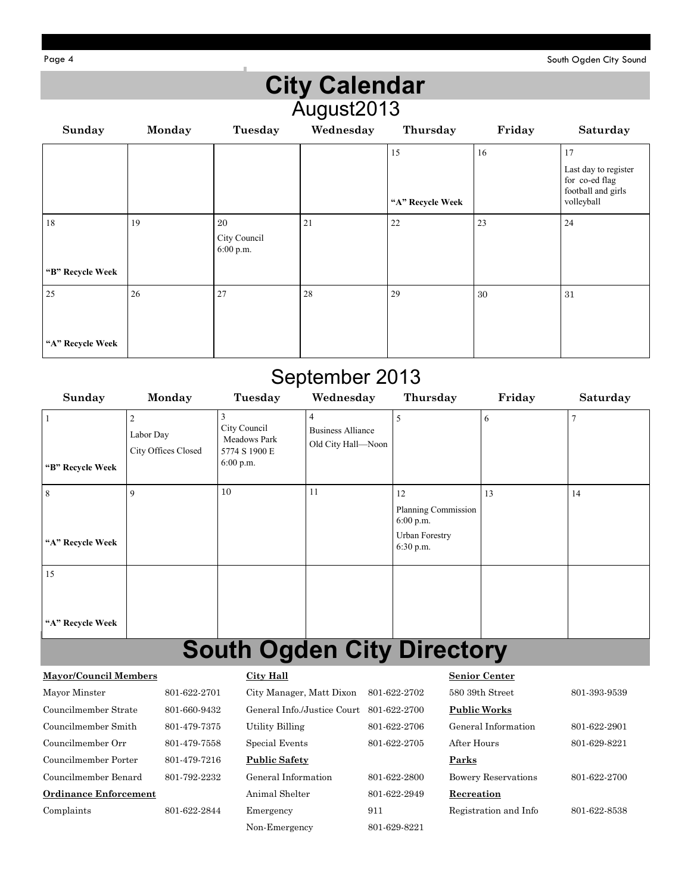# City Calendar

## August2013

| Sunday | Monday | Tuesday | Wednesday | Thursday | Friday | Saturday |
|---|---|---|---|---|---|---|
| | | | | 15<br>**"A" Recycle Week** | 16 | 17<br>Last day to register for co-ed flag football and girls volleyball |
| 18<br>**"B" Recycle Week** | 19 | 20<br>City Council<br>6:00 p.m. | 21 | 22 | 23 | 24 |
| 25<br>**"A" Recycle Week** | 26 | 27 | 28 | 29 | 30 | 31 |

## September 2013

| Sunday | Monday | Tuesday | Wednesday | Thursday | Friday | Saturday |
|---|---|---|---|---|---|---|
| 1<br>**"B" Recycle Week** | 2<br>Labor Day<br>City Offices Closed | 3<br>City Council<br>Meadows Park<br>5774 S 1900 E<br>6:00 p.m. | 4<br>Business Alliance<br>Old City Hall—Noon | 5 | 6 | 7 |
| 8<br>**"A" Recycle Week** | 9 | 10 | 11 | 12<br>Planning Commission<br>6:00 p.m.<br>Urban Forestry<br>6:30 p.m. | 13 | 14 |
| 15<br>**"A" Recycle Week** | | | | | | |

# South Ogden City Directory

**Mayor/Council Members**

| | |
|---|---|
| Mayor Minster | 801-622-2701 |
| Councilmember Strate | 801-660-9432 |
| Councilmember Smith | 801-479-7375 |
| Councilmember Orr | 801-479-7558 |
| Councilmember Porter | 801-479-7216 |
| Councilmember Benard | 801-792-2232 |

**Ordinance Enforcement**

| | |
|---|---|
| Complaints | 801-622-2844 |

**City Hall**

| | |
|---|---|
| City Manager, Matt Dixon | 801-622-2702 |
| General Info./Justice Court | 801-622-2700 |
| Utility Billing | 801-622-2706 |
| Special Events | 801-622-2705 |

**Public Safety**

| | |
|---|---|
| General Information | 801-622-2800 |
| Animal Shelter | 801-622-2949 |
| Emergency | 911 |
| Non-Emergency | 801-629-8221 |

**Senior Center**

| | |
|---|---|
| 580 39th Street | 801-393-9539 |

**Public Works**

| | |
|---|---|
| General Information | 801-622-2901 |
| After Hours | 801-629-8221 |

**Parks**

| | |
|---|---|
| Bowery Reservations | 801-622-2700 |

**Recreation**

| | |
|---|---|
| Registration and Info | 801-622-8538 |